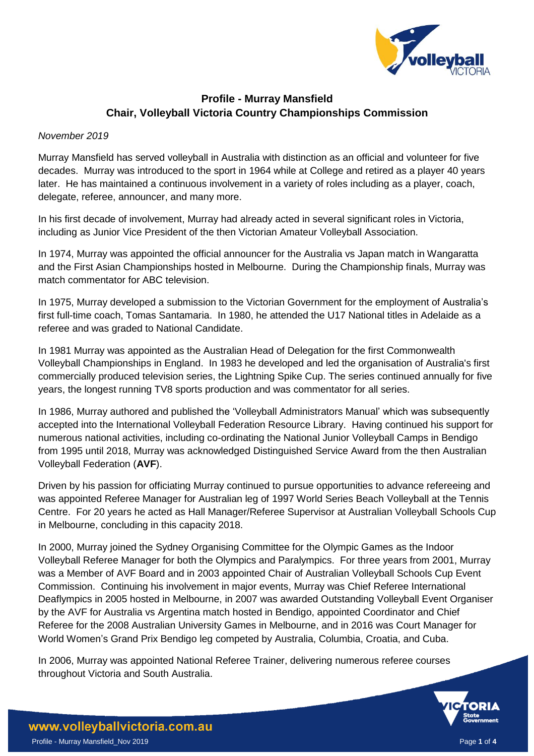# Profile - Murray Mansfield
## Chair, Volleyball Victoria Country Championships Commission

*November 2019*

Murray Mansfield has served volleyball in Australia with distinction as an official and volunteer for five decades. Murray was introduced to the sport in 1964 while at College and retired as a player 40 years later. He has maintained a continuous involvement in a variety of roles including as a player, coach, delegate, referee, announcer, and many more.

In his first decade of involvement, Murray had already acted in several significant roles in Victoria, including as Junior Vice President of the then Victorian Amateur Volleyball Association.

In 1974, Murray was appointed the official announcer for the Australia vs Japan match in Wangaratta and the First Asian Championships hosted in Melbourne. During the Championship finals, Murray was match commentator for ABC television.

In 1975, Murray developed a submission to the Victorian Government for the employment of Australia's first full-time coach, Tomas Santamaria. In 1980, he attended the U17 National titles in Adelaide as a referee and was graded to National Candidate.

In 1981 Murray was appointed as the Australian Head of Delegation for the first Commonwealth Volleyball Championships in England. In 1983 he developed and led the organisation of Australia's first commercially produced television series, the Lightning Spike Cup. The series continued annually for five years, the longest running TV8 sports production and was commentator for all series.

In 1986, Murray authored and published the 'Volleyball Administrators Manual' which was subsequently accepted into the International Volleyball Federation Resource Library. Having continued his support for numerous national activities, including co-ordinating the National Junior Volleyball Camps in Bendigo from 1995 until 2018, Murray was acknowledged Distinguished Service Award from the then Australian Volleyball Federation (**AVF**).

Driven by his passion for officiating Murray continued to pursue opportunities to advance refereeing and was appointed Referee Manager for Australian leg of 1997 World Series Beach Volleyball at the Tennis Centre. For 20 years he acted as Hall Manager/Referee Supervisor at Australian Volleyball Schools Cup in Melbourne, concluding in this capacity 2018.

In 2000, Murray joined the Sydney Organising Committee for the Olympic Games as the Indoor Volleyball Referee Manager for both the Olympics and Paralympics. For three years from 2001, Murray was a Member of AVF Board and in 2003 appointed Chair of Australian Volleyball Schools Cup Event Commission. Continuing his involvement in major events, Murray was Chief Referee International Deaflympics in 2005 hosted in Melbourne, in 2007 was awarded Outstanding Volleyball Event Organiser by the AVF for Australia vs Argentina match hosted in Bendigo, appointed Coordinator and Chief Referee for the 2008 Australian University Games in Melbourne, and in 2016 was Court Manager for World Women's Grand Prix Bendigo leg competed by Australia, Columbia, Croatia, and Cuba.

In 2006, Murray was appointed National Referee Trainer, delivering numerous referee courses throughout Victoria and South Australia.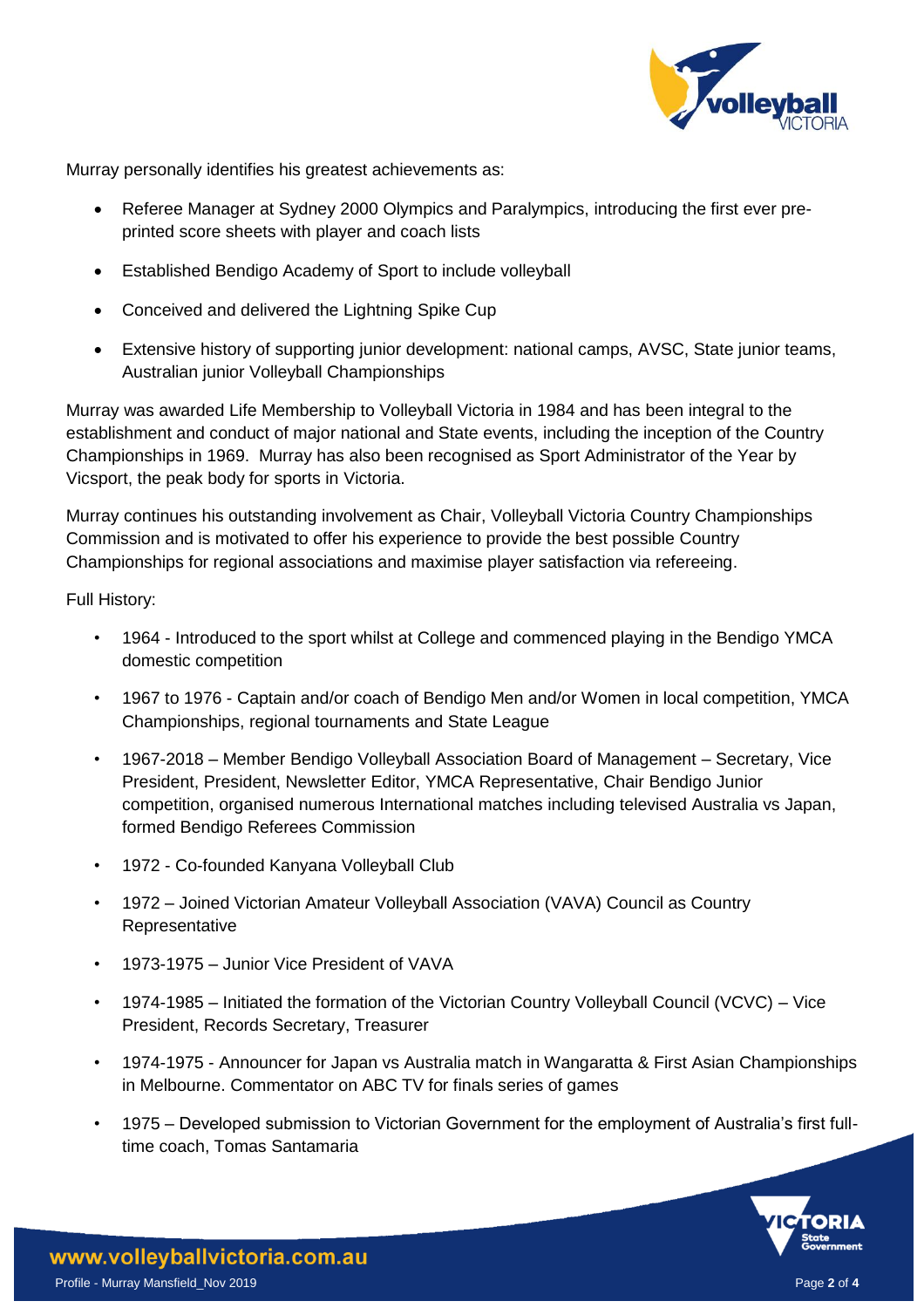Murray personally identifies his greatest achievements as:

- Referee Manager at Sydney 2000 Olympics and Paralympics, introducing the first ever pre-printed score sheets with player and coach lists
- Established Bendigo Academy of Sport to include volleyball
- Conceived and delivered the Lightning Spike Cup
- Extensive history of supporting junior development: national camps, AVSC, State junior teams, Australian junior Volleyball Championships

Murray was awarded Life Membership to Volleyball Victoria in 1984 and has been integral to the establishment and conduct of major national and State events, including the inception of the Country Championships in 1969. Murray has also been recognised as Sport Administrator of the Year by Vicsport, the peak body for sports in Victoria.

Murray continues his outstanding involvement as Chair, Volleyball Victoria Country Championships Commission and is motivated to offer his experience to provide the best possible Country Championships for regional associations and maximise player satisfaction via refereeing.

Full History:

- 1964 - Introduced to the sport whilst at College and commenced playing in the Bendigo YMCA domestic competition
- 1967 to 1976 - Captain and/or coach of Bendigo Men and/or Women in local competition, YMCA Championships, regional tournaments and State League
- 1967-2018 – Member Bendigo Volleyball Association Board of Management – Secretary, Vice President, President, Newsletter Editor, YMCA Representative, Chair Bendigo Junior competition, organised numerous International matches including televised Australia vs Japan, formed Bendigo Referees Commission
- 1972 - Co-founded Kanyana Volleyball Club
- 1972 – Joined Victorian Amateur Volleyball Association (VAVA) Council as Country Representative
- 1973-1975 – Junior Vice President of VAVA
- 1974-1985 – Initiated the formation of the Victorian Country Volleyball Council (VCVC) – Vice President, Records Secretary, Treasurer
- 1974-1975 - Announcer for Japan vs Australia match in Wangaratta & First Asian Championships in Melbourne. Commentator on ABC TV for finals series of games
- 1975 – Developed submission to Victorian Government for the employment of Australia's first full-time coach, Tomas Santamaria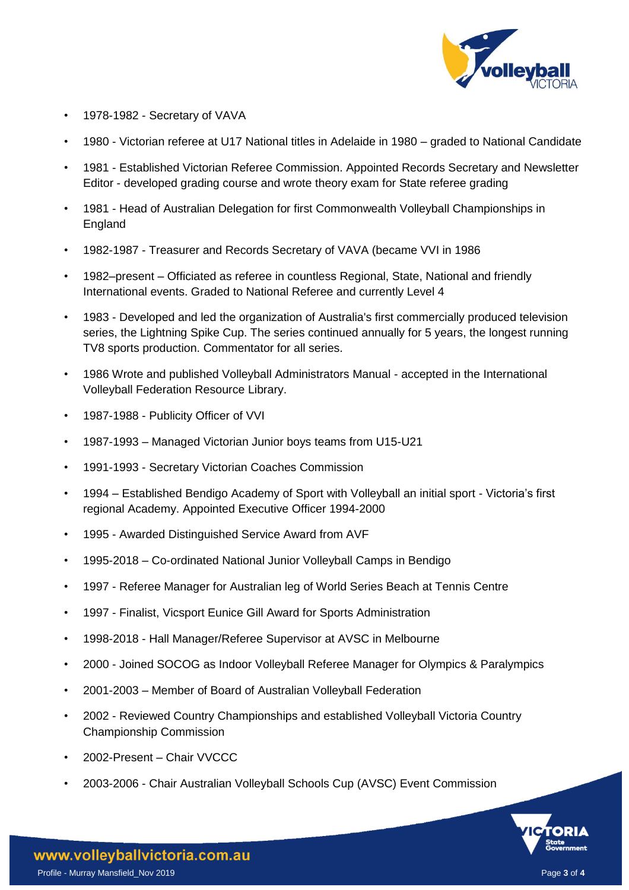- 1978-1982 - Secretary of VAVA
- 1980 - Victorian referee at U17 National titles in Adelaide in 1980 – graded to National Candidate
- 1981 - Established Victorian Referee Commission. Appointed Records Secretary and Newsletter Editor - developed grading course and wrote theory exam for State referee grading
- 1981 - Head of Australian Delegation for first Commonwealth Volleyball Championships in England
- 1982-1987 - Treasurer and Records Secretary of VAVA (became VVI in 1986
- 1982–present – Officiated as referee in countless Regional, State, National and friendly International events. Graded to National Referee and currently Level 4
- 1983 - Developed and led the organization of Australia's first commercially produced television series, the Lightning Spike Cup. The series continued annually for 5 years, the longest running TV8 sports production. Commentator for all series.
- 1986 Wrote and published Volleyball Administrators Manual - accepted in the International Volleyball Federation Resource Library.
- 1987-1988 - Publicity Officer of VVI
- 1987-1993 – Managed Victorian Junior boys teams from U15-U21
- 1991-1993 - Secretary Victorian Coaches Commission
- 1994 – Established Bendigo Academy of Sport with Volleyball an initial sport - Victoria's first regional Academy. Appointed Executive Officer 1994-2000
- 1995 - Awarded Distinguished Service Award from AVF
- 1995-2018 – Co-ordinated National Junior Volleyball Camps in Bendigo
- 1997 - Referee Manager for Australian leg of World Series Beach at Tennis Centre
- 1997 - Finalist, Vicsport Eunice Gill Award for Sports Administration
- 1998-2018 - Hall Manager/Referee Supervisor at AVSC in Melbourne
- 2000 - Joined SOCOG as Indoor Volleyball Referee Manager for Olympics & Paralympics
- 2001-2003 – Member of Board of Australian Volleyball Federation
- 2002 - Reviewed Country Championships and established Volleyball Victoria Country Championship Commission
- 2002-Present – Chair VVCCC
- 2003-2006 - Chair Australian Volleyball Schools Cup (AVSC) Event Commission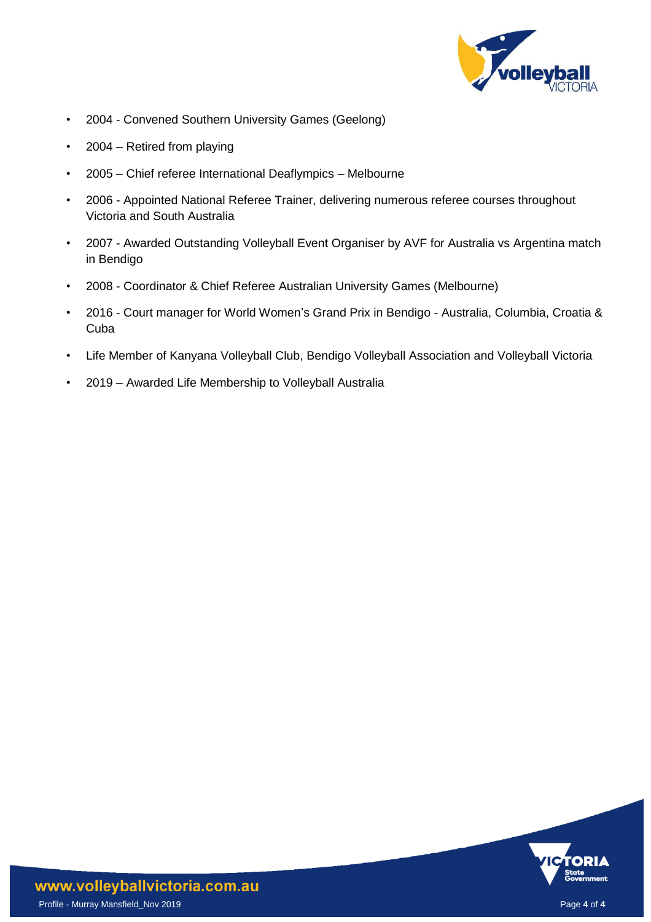- 2004 - Convened Southern University Games (Geelong)
- 2004 – Retired from playing
- 2005 – Chief referee International Deaflympics – Melbourne
- 2006 - Appointed National Referee Trainer, delivering numerous referee courses throughout Victoria and South Australia
- 2007 - Awarded Outstanding Volleyball Event Organiser by AVF for Australia vs Argentina match in Bendigo
- 2008 - Coordinator & Chief Referee Australian University Games (Melbourne)
- 2016 - Court manager for World Women's Grand Prix in Bendigo - Australia, Columbia, Croatia & Cuba
- Life Member of Kanyana Volleyball Club, Bendigo Volleyball Association and Volleyball Victoria
- 2019 – Awarded Life Membership to Volleyball Australia